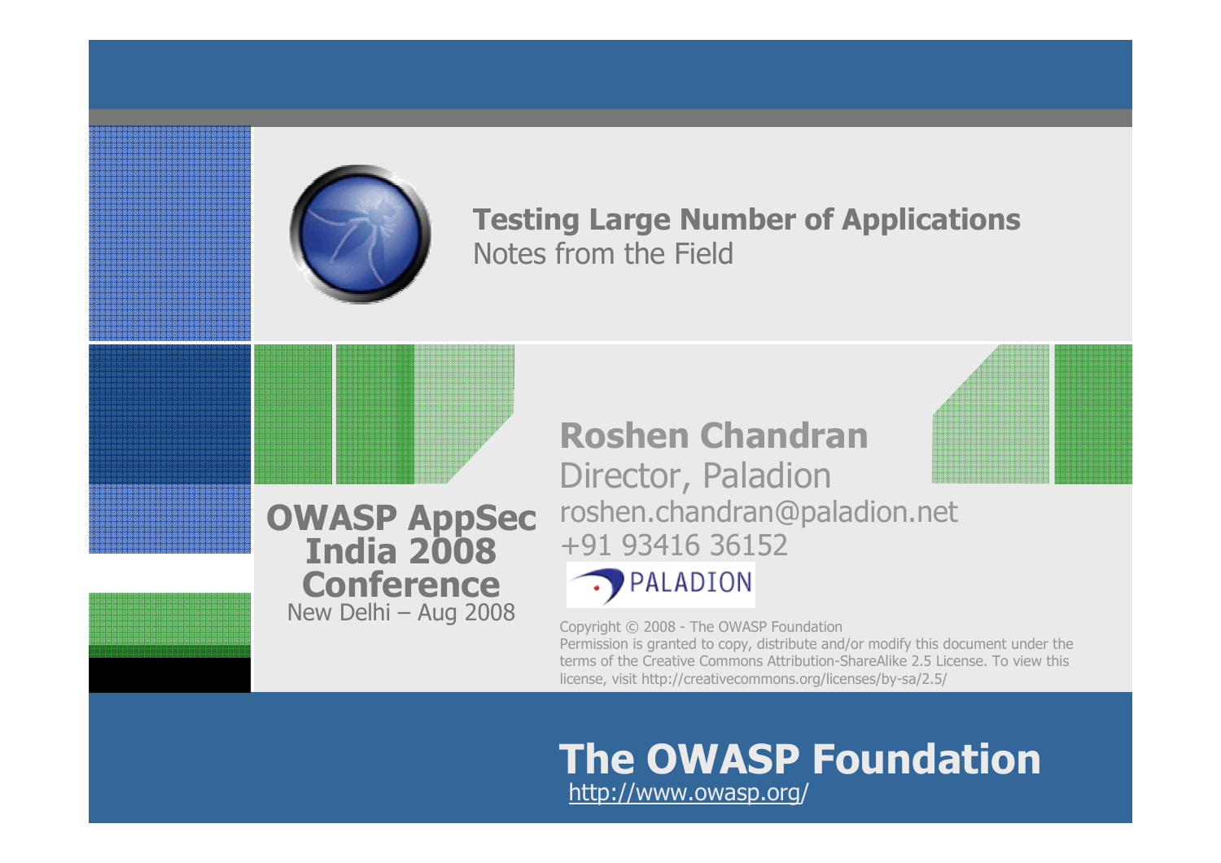# Testing Large Number of Applications

Notes from the Field

**OWASP AppSec India 2008 Conference**

New Delhi – Aug 2008

**Roshen Chandran**

Director, Paladion

roshen.chandran@paladion.net

+91 93416 36152

PALADION

Copyright © 2008 - The OWASP Foundation

Permission is granted to copy, distribute and/or modify this document under the terms of the Creative Commons Attribution-ShareAlike 2.5 License. To view this license, visit http://creativecommons.org/licenses/by-sa/2.5/

**The OWASP Foundation**

http://www.owasp.org/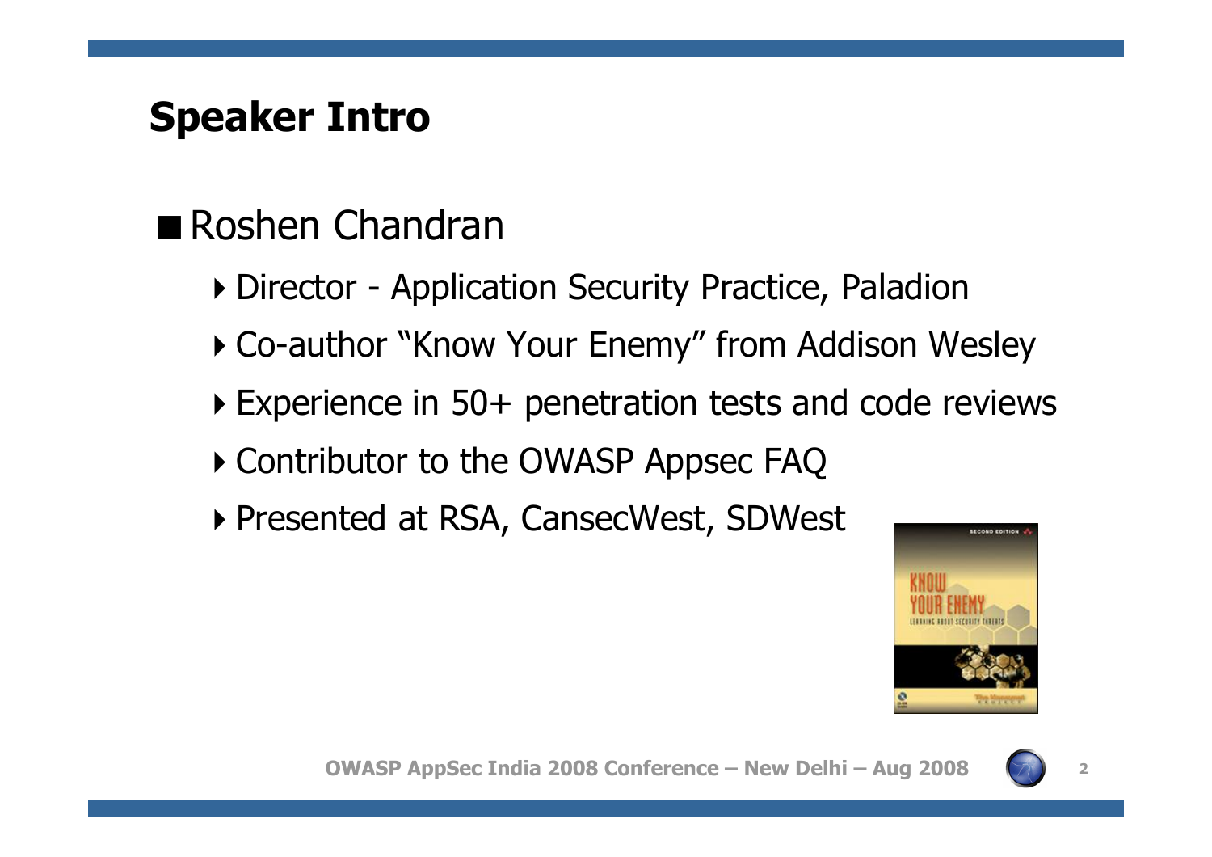# Speaker Intro

- Roshen Chandran
  - Director - Application Security Practice, Paladion
  - Co-author "Know Your Enemy" from Addison Wesley
  - Experience in 50+ penetration tests and code reviews
  - Contributor to the OWASP Appsec FAQ
  - Presented at RSA, CansecWest, SDWest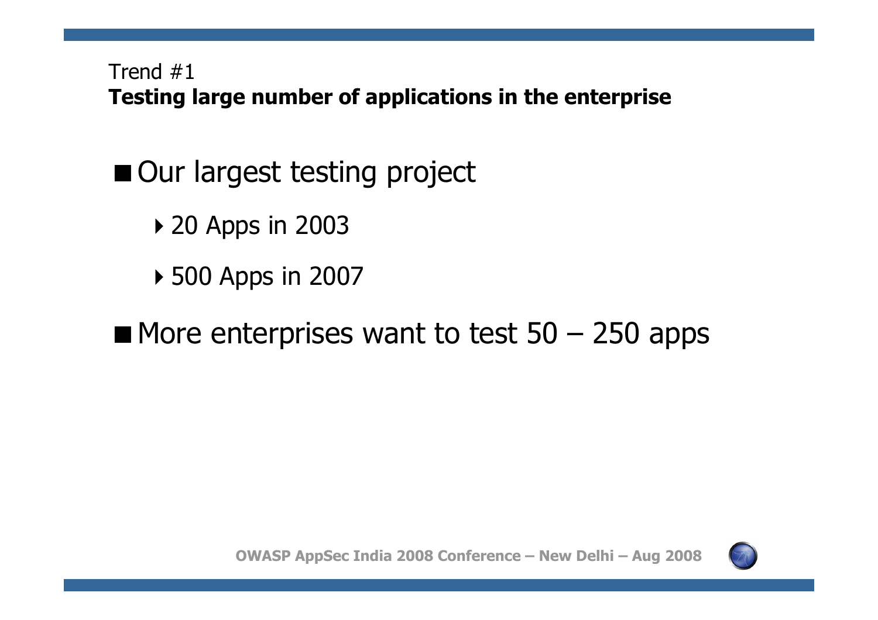Trend #1

## Testing large number of applications in the enterprise

- Our largest testing project
  - 20 Apps in 2003
  - 500 Apps in 2007
- More enterprises want to test 50 – 250 apps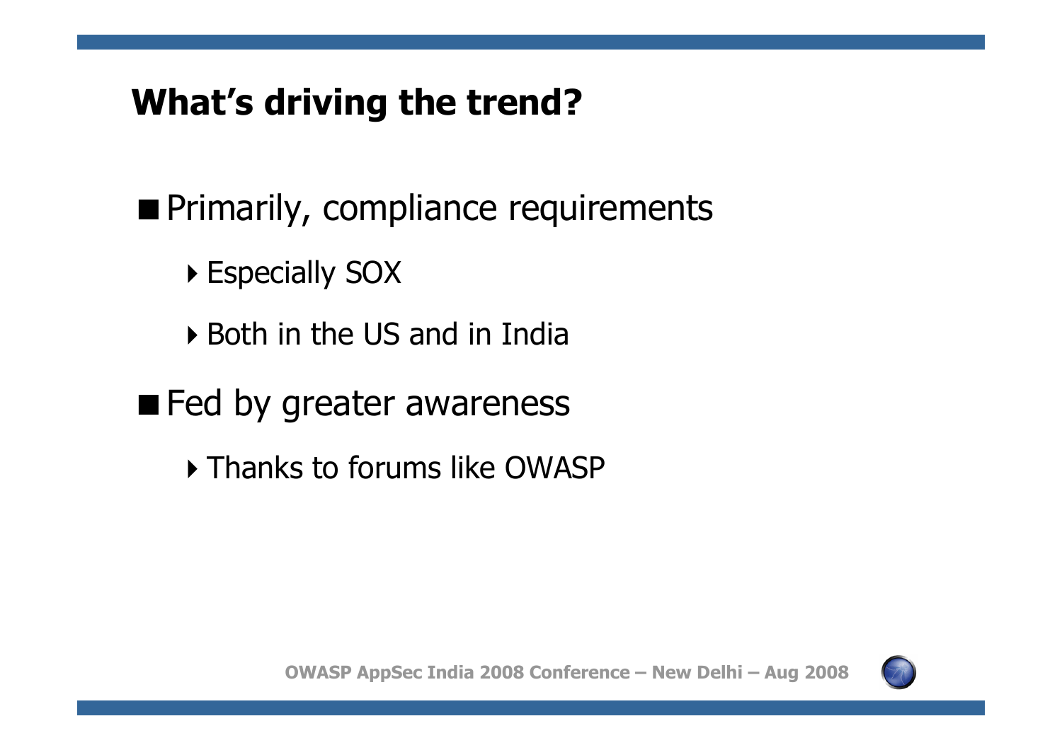## What's driving the trend?

- Primarily, compliance requirements
  - Especially SOX
  - Both in the US and in India
- Fed by greater awareness
  - Thanks to forums like OWASP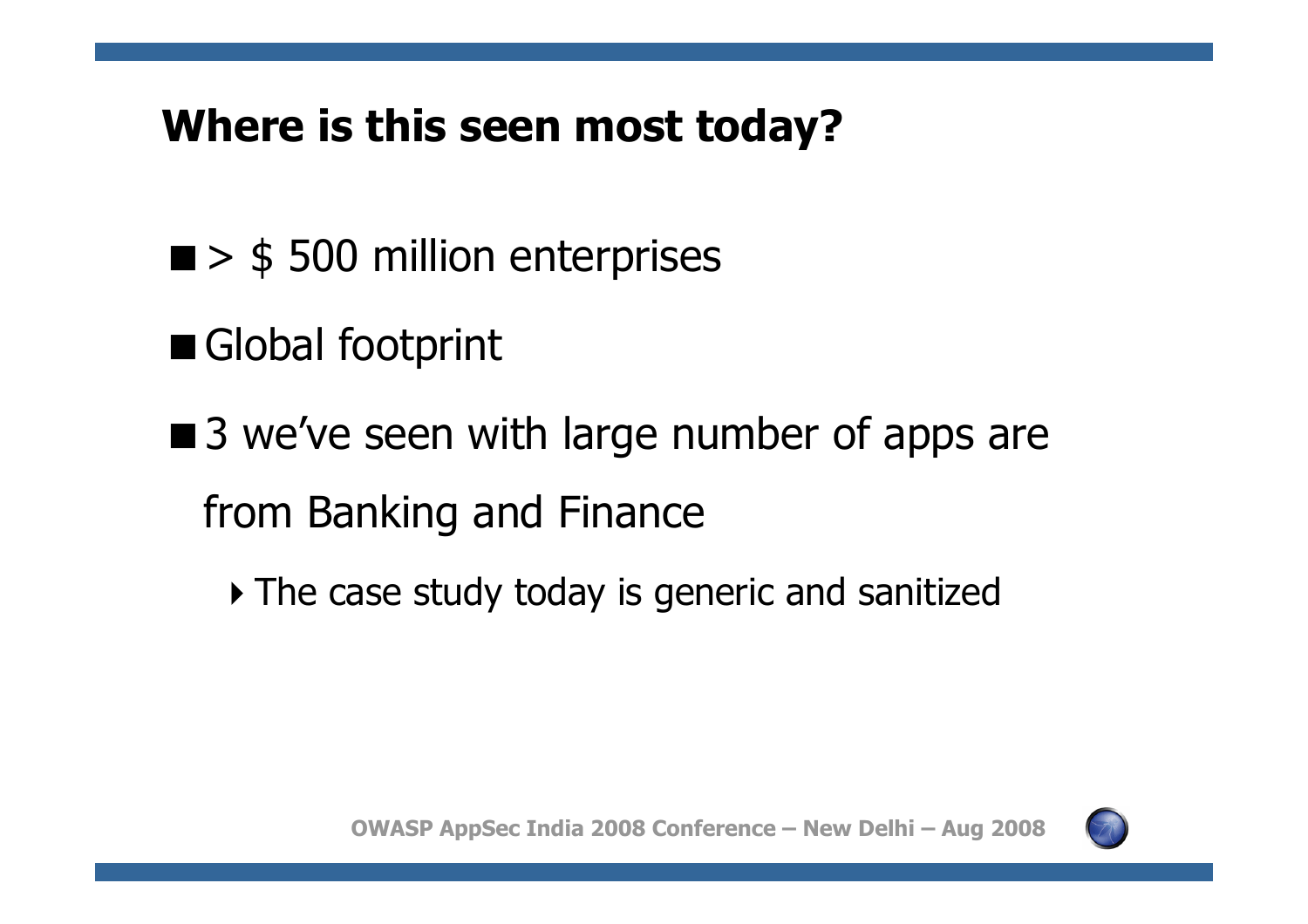## Where is this seen most today?

- > $ 500 million enterprises
- Global footprint
- 3 we've seen with large number of apps are from Banking and Finance
  - The case study today is generic and sanitized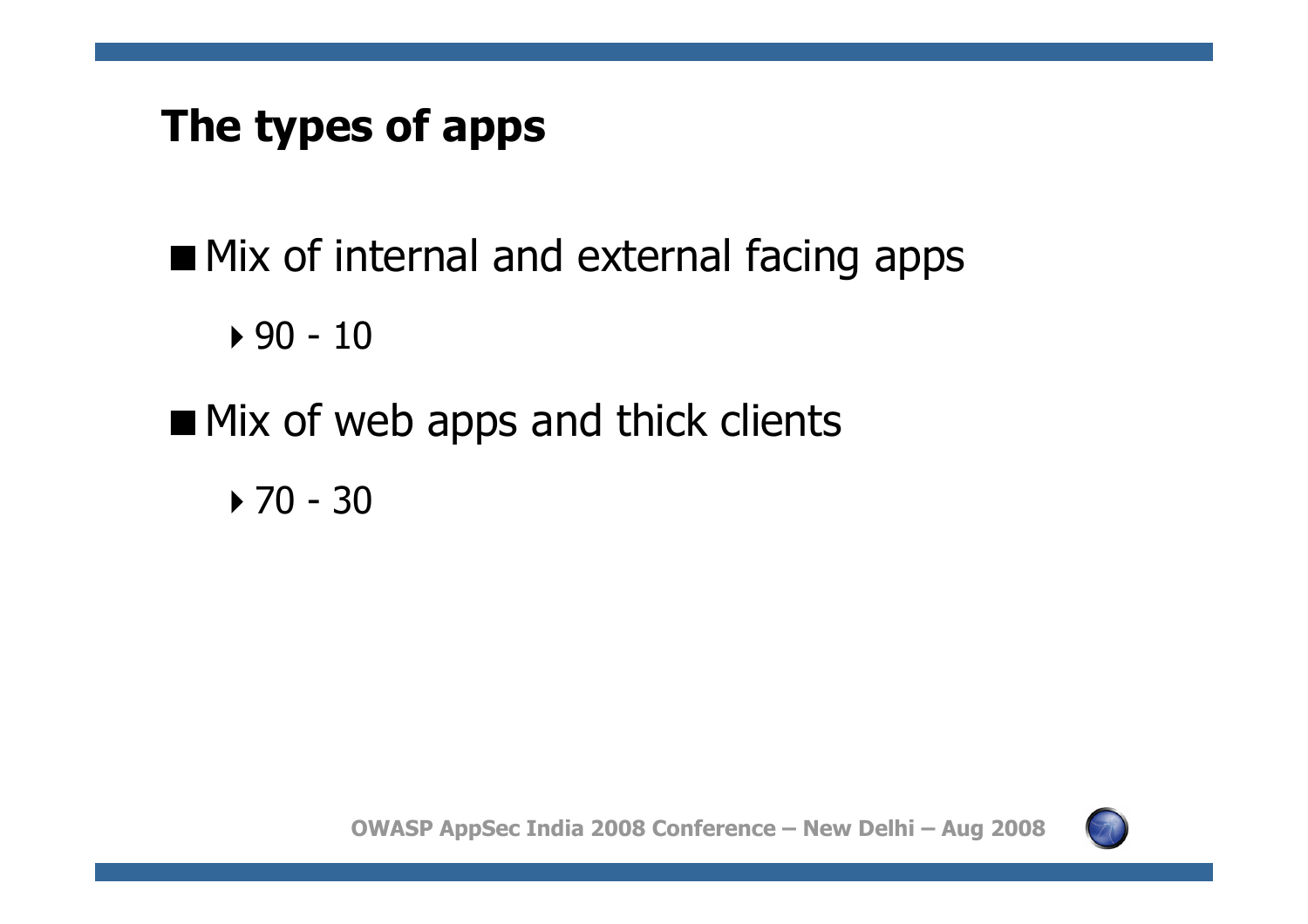# The types of apps

- Mix of internal and external facing apps
  - 90 - 10
- Mix of web apps and thick clients
  - 70 - 30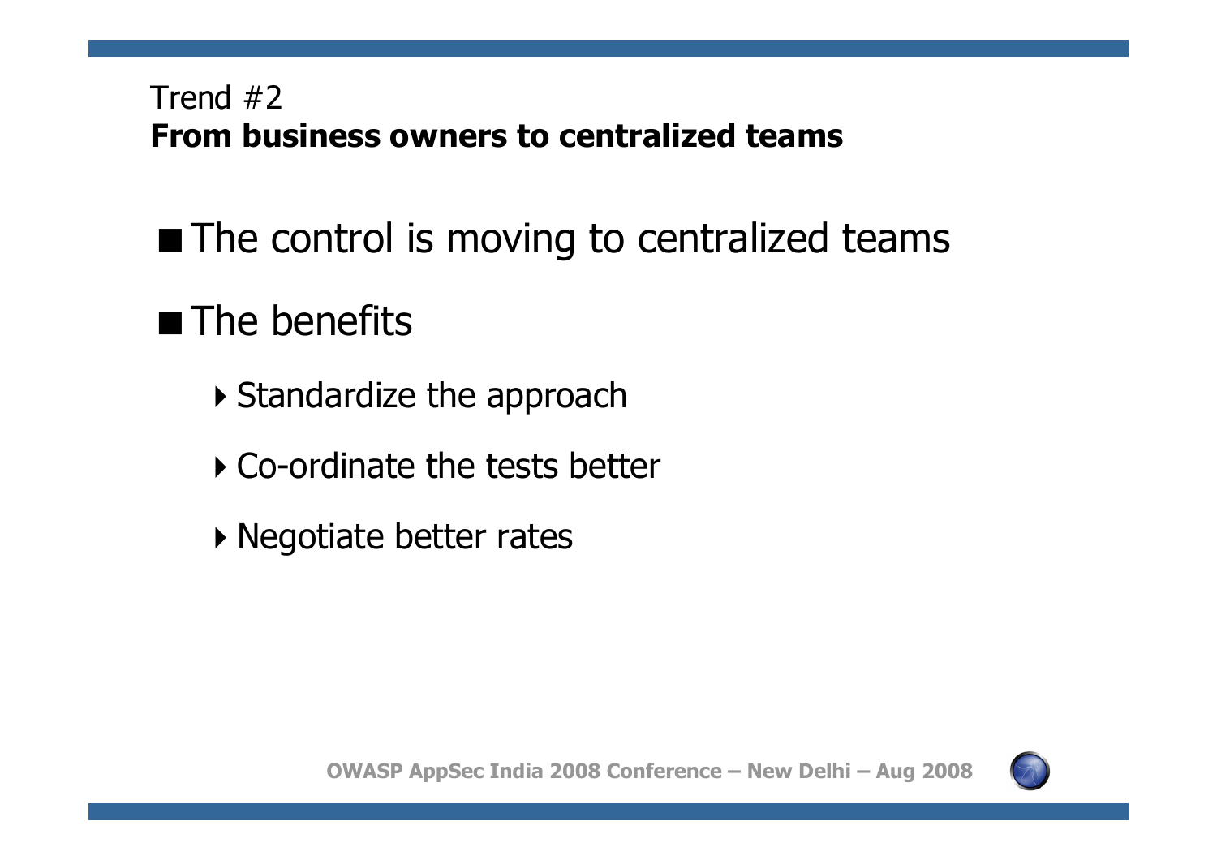Trend #2

## From business owners to centralized teams

- The control is moving to centralized teams
- The benefits
  - Standardize the approach
  - Co-ordinate the tests better
  - Negotiate better rates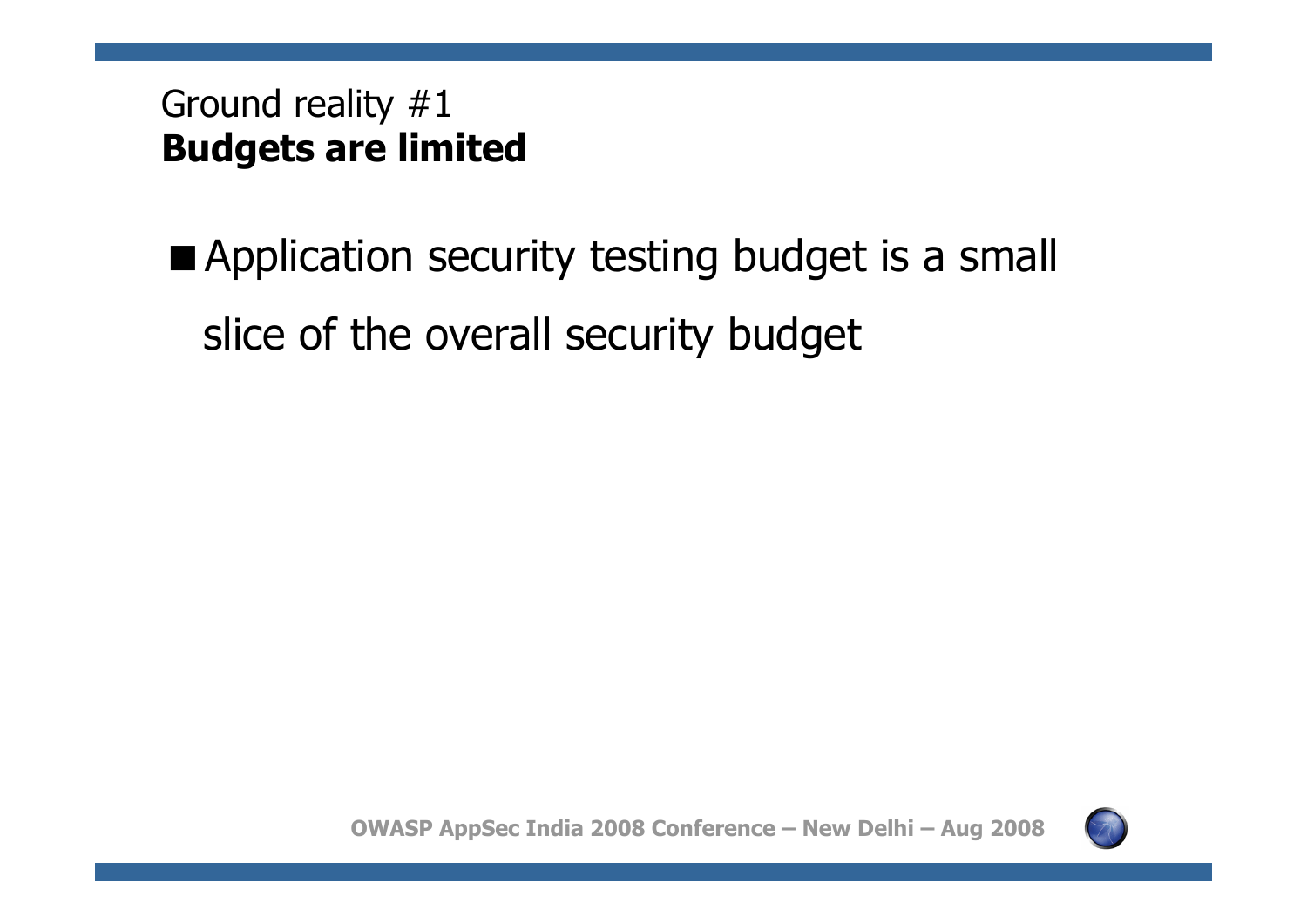## Ground reality #1
**Budgets are limited**

- Application security testing budget is a small slice of the overall security budget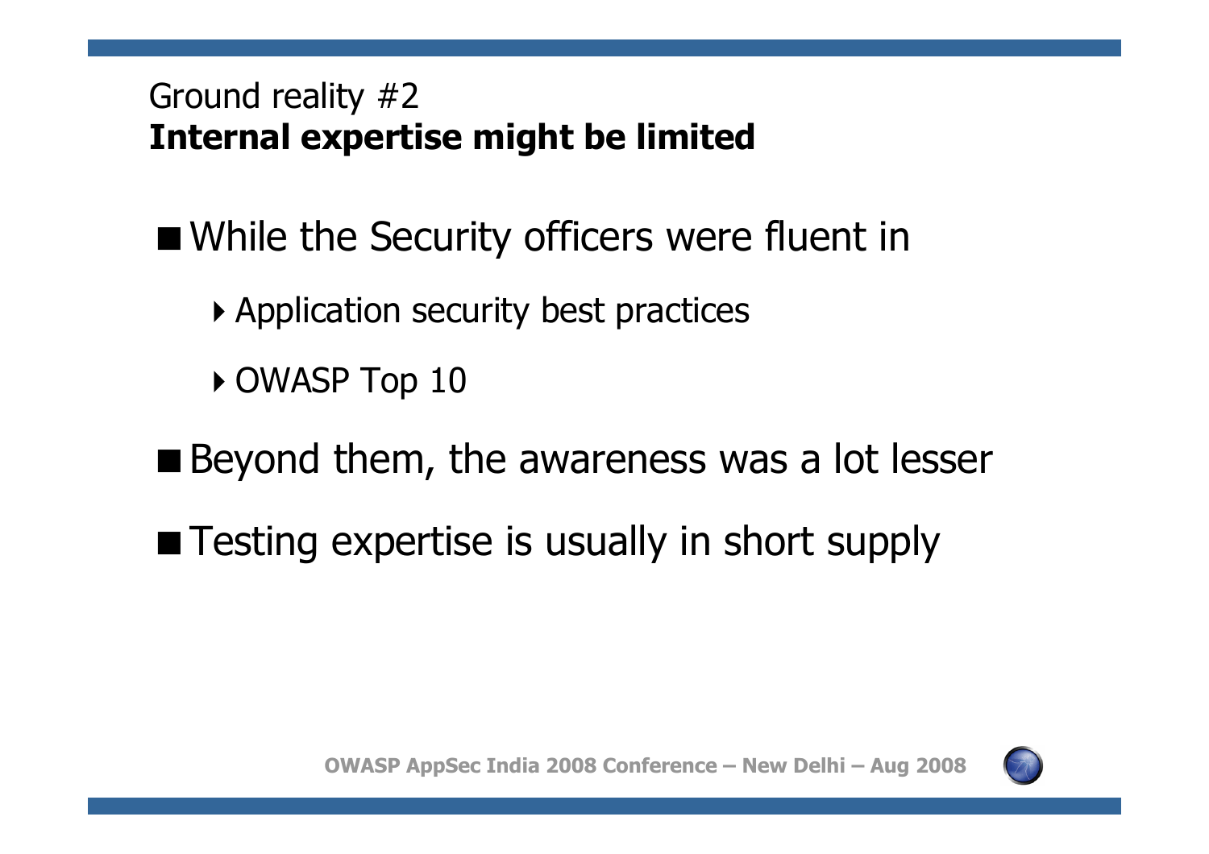Ground reality #2

## Internal expertise might be limited

- While the Security officers were fluent in
  - Application security best practices
  - OWASP Top 10
- Beyond them, the awareness was a lot lesser
- Testing expertise is usually in short supply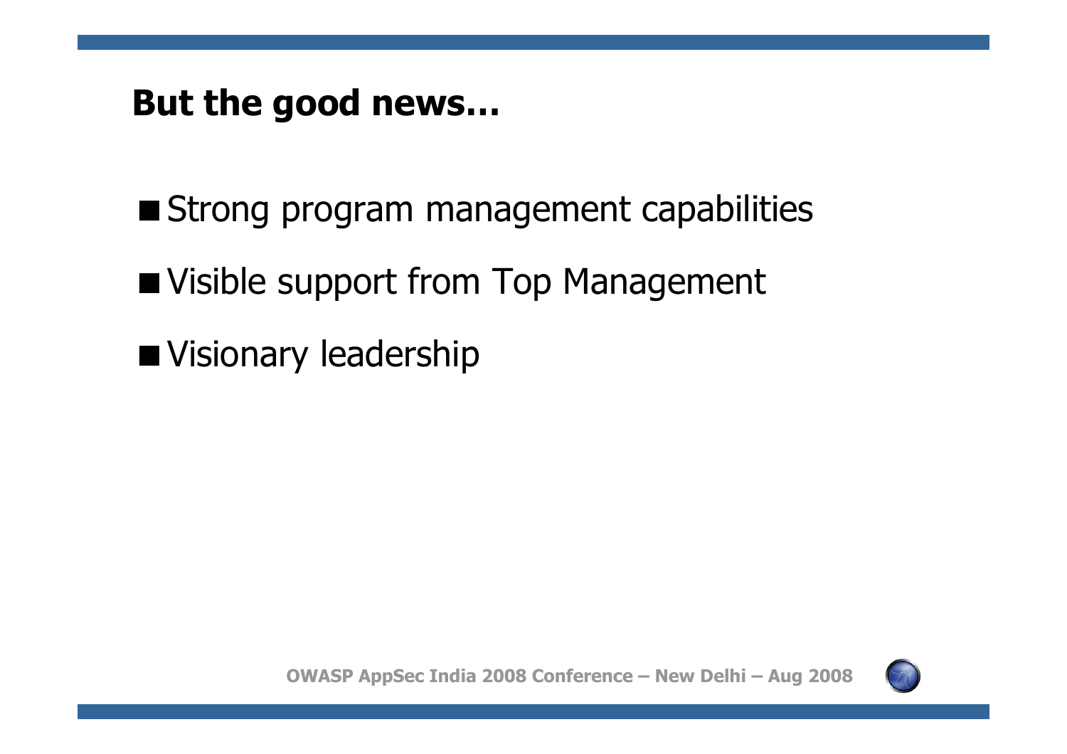## But the good news…

- Strong program management capabilities
- Visible support from Top Management
- Visionary leadership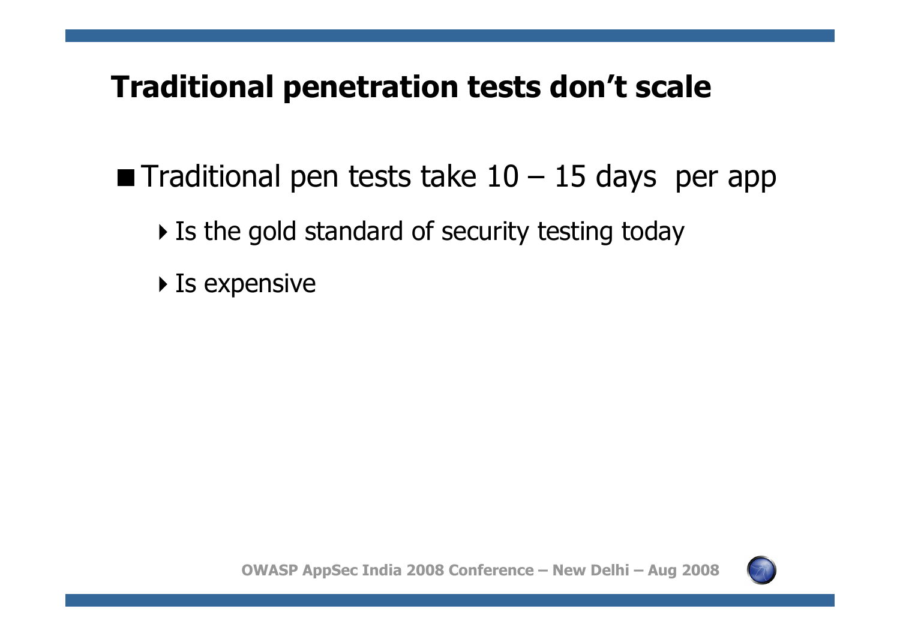# Traditional penetration tests don't scale

- Traditional pen tests take 10 – 15 days per app
  - Is the gold standard of security testing today
  - Is expensive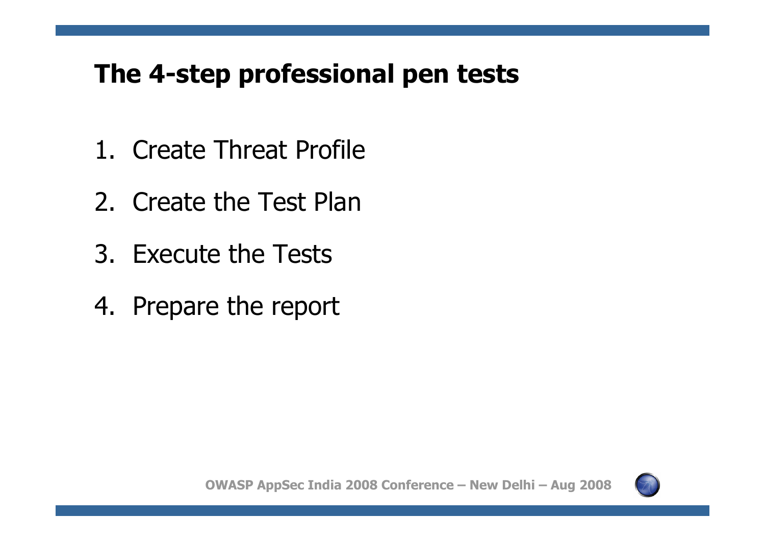## The 4-step professional pen tests

1. Create Threat Profile
2. Create the Test Plan
3. Execute the Tests
4. Prepare the report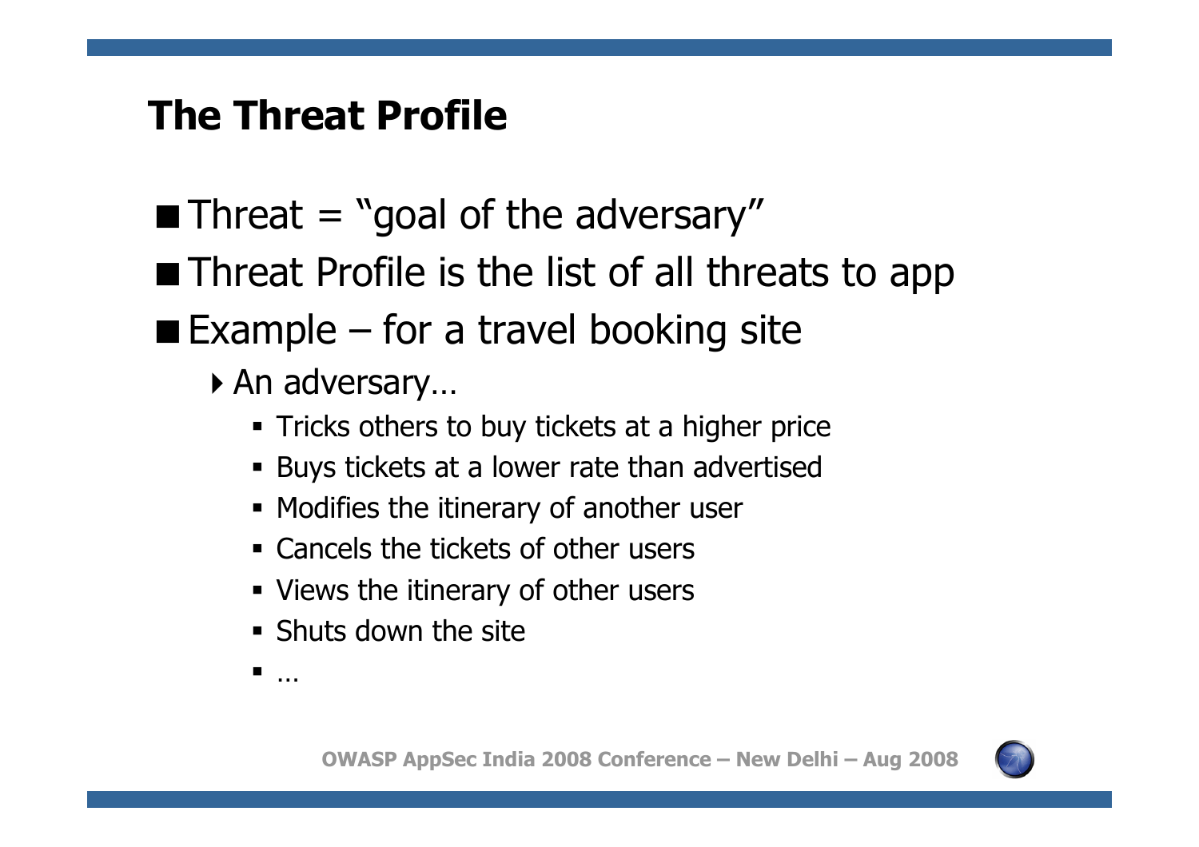## The Threat Profile

- Threat = "goal of the adversary"
- Threat Profile is the list of all threats to app
- Example – for a travel booking site
  - An adversary…
    - Tricks others to buy tickets at a higher price
    - Buys tickets at a lower rate than advertised
    - Modifies the itinerary of another user
    - Cancels the tickets of other users
    - Views the itinerary of other users
    - Shuts down the site
    - …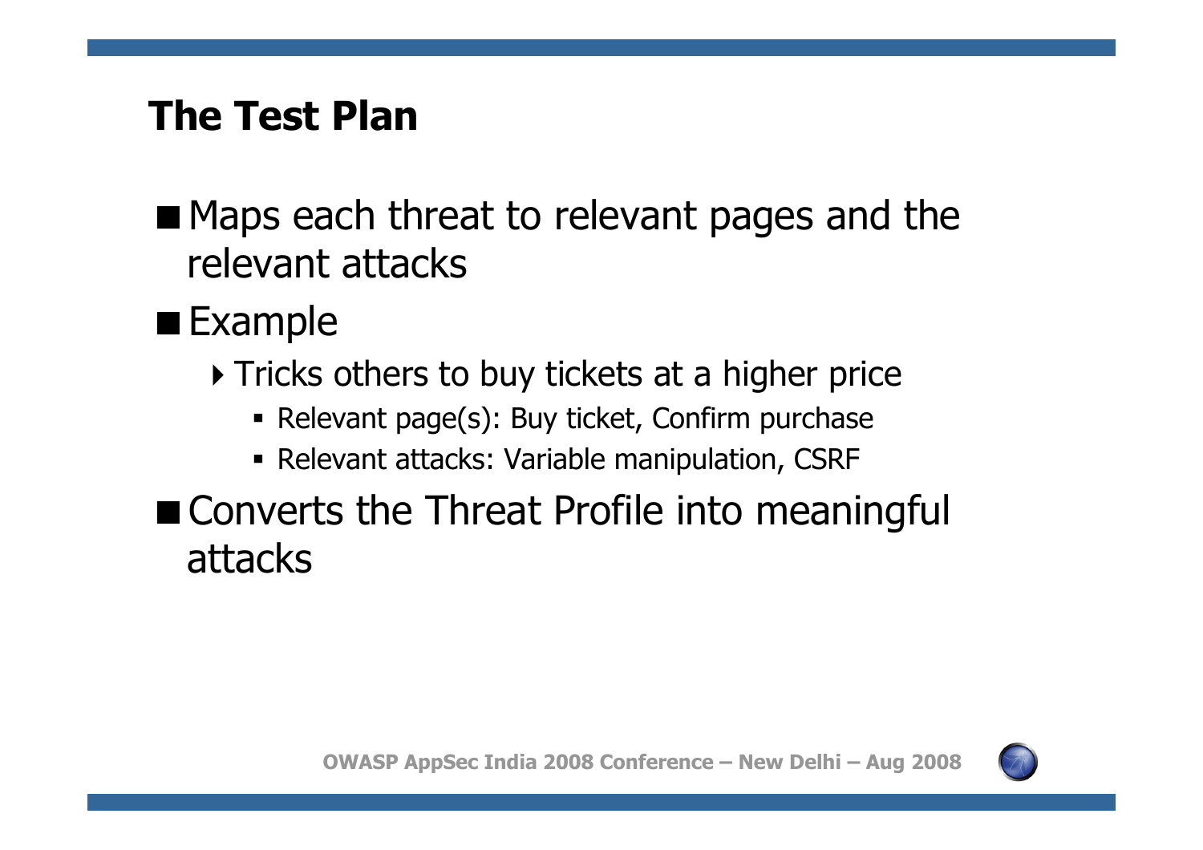## The Test Plan

- Maps each threat to relevant pages and the relevant attacks
- Example
  - Tricks others to buy tickets at a higher price
    - Relevant page(s): Buy ticket, Confirm purchase
    - Relevant attacks: Variable manipulation, CSRF
- Converts the Threat Profile into meaningful attacks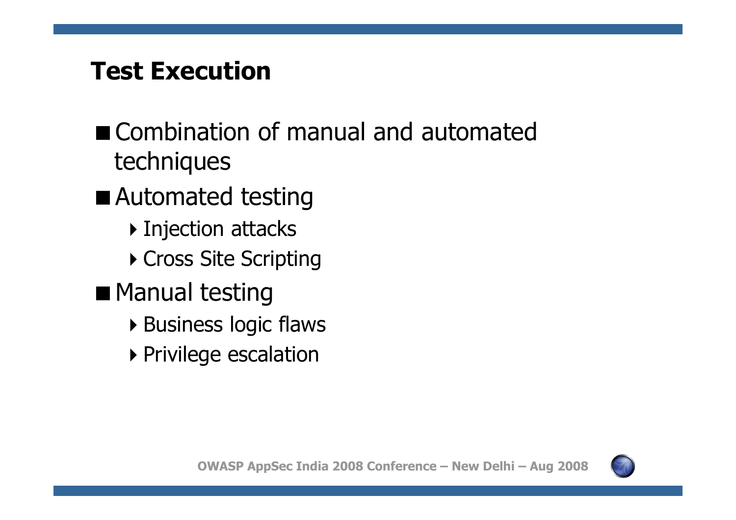## Test Execution

- Combination of manual and automated techniques
- Automated testing
  - Injection attacks
  - Cross Site Scripting
- Manual testing
  - Business logic flaws
  - Privilege escalation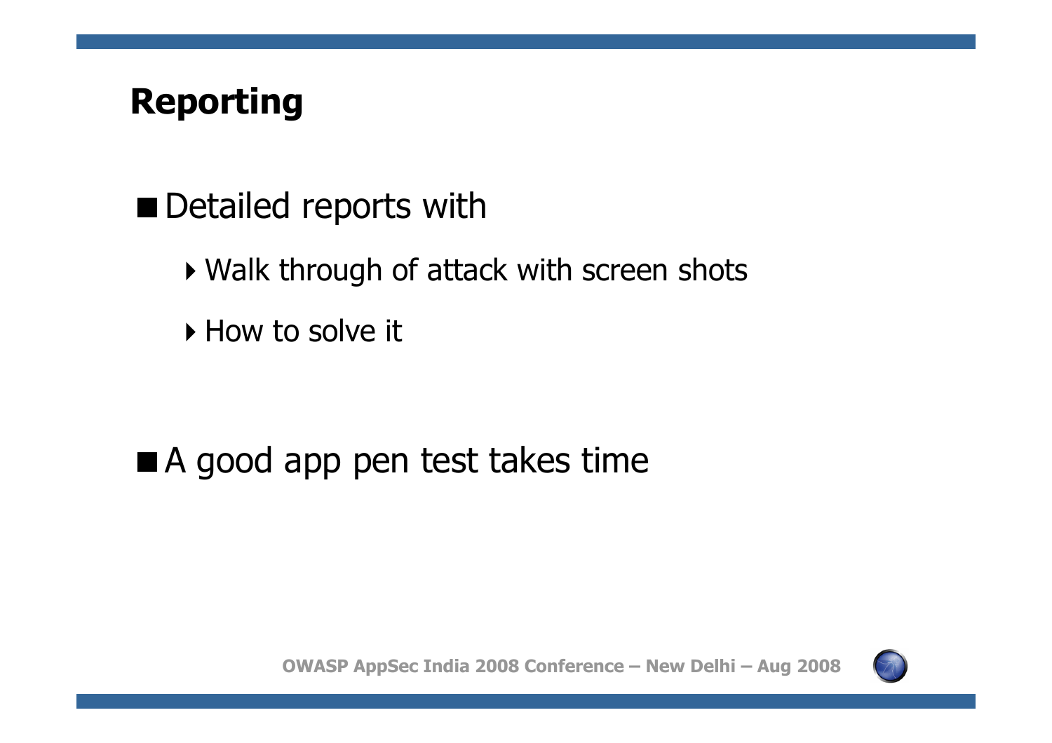# Reporting

- Detailed reports with
  - Walk through of attack with screen shots
  - How to solve it

- A good app pen test takes time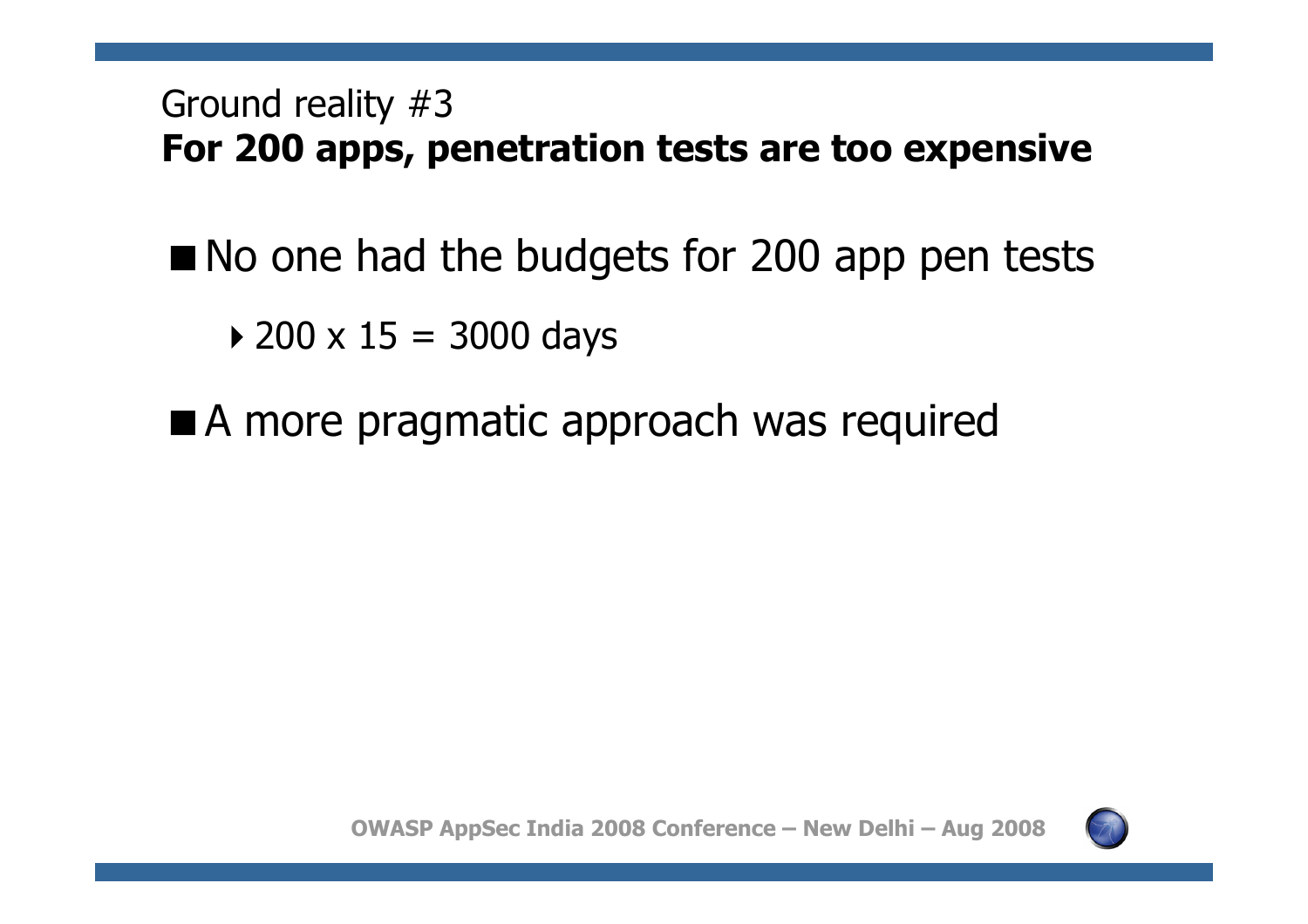Ground reality #3

## For 200 apps, penetration tests are too expensive

- No one had the budgets for 200 app pen tests
  - 200 x 15 = 3000 days
- A more pragmatic approach was required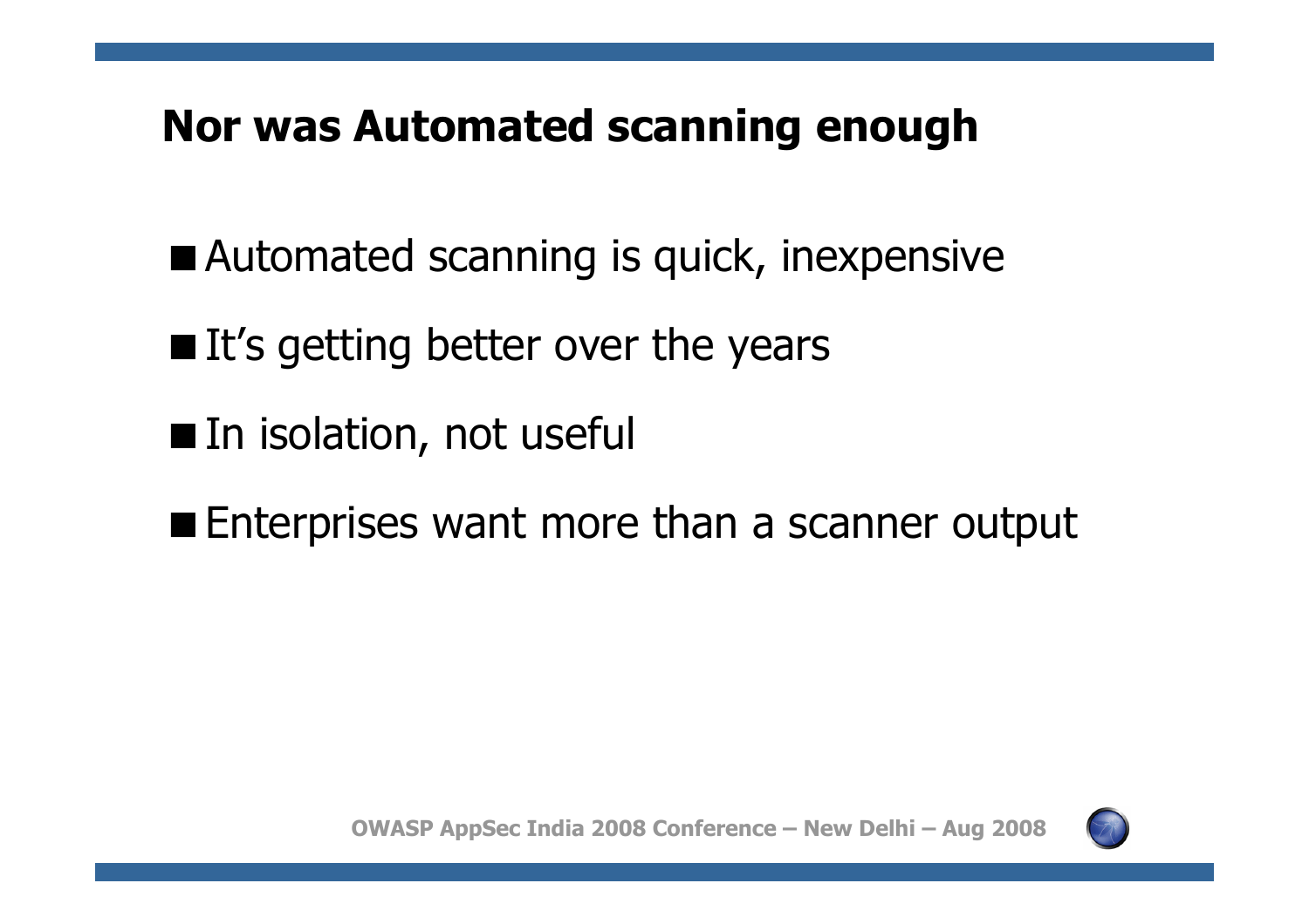# Nor was Automated scanning enough

- Automated scanning is quick, inexpensive
- It's getting better over the years
- In isolation, not useful
- Enterprises want more than a scanner output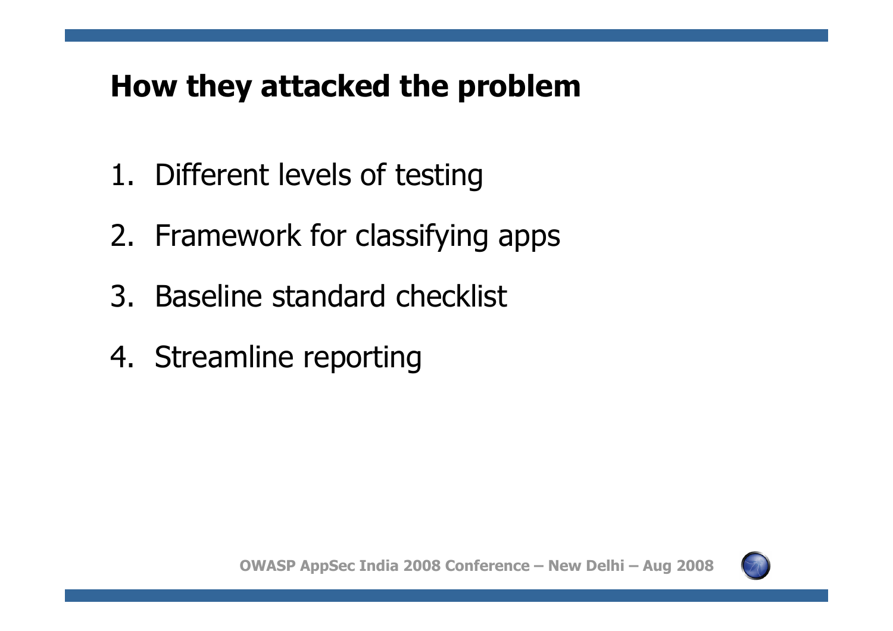## How they attacked the problem

1. Different levels of testing
2. Framework for classifying apps
3. Baseline standard checklist
4. Streamline reporting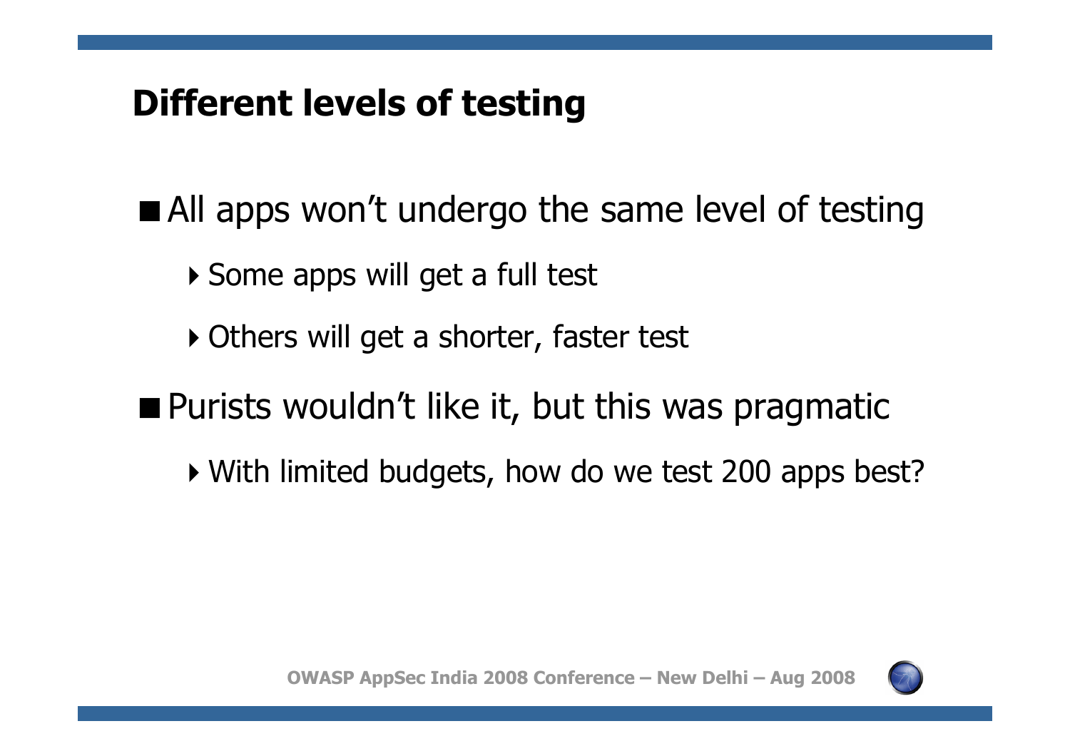## Different levels of testing

- All apps won't undergo the same level of testing
  - Some apps will get a full test
  - Others will get a shorter, faster test
- Purists wouldn't like it, but this was pragmatic
  - With limited budgets, how do we test 200 apps best?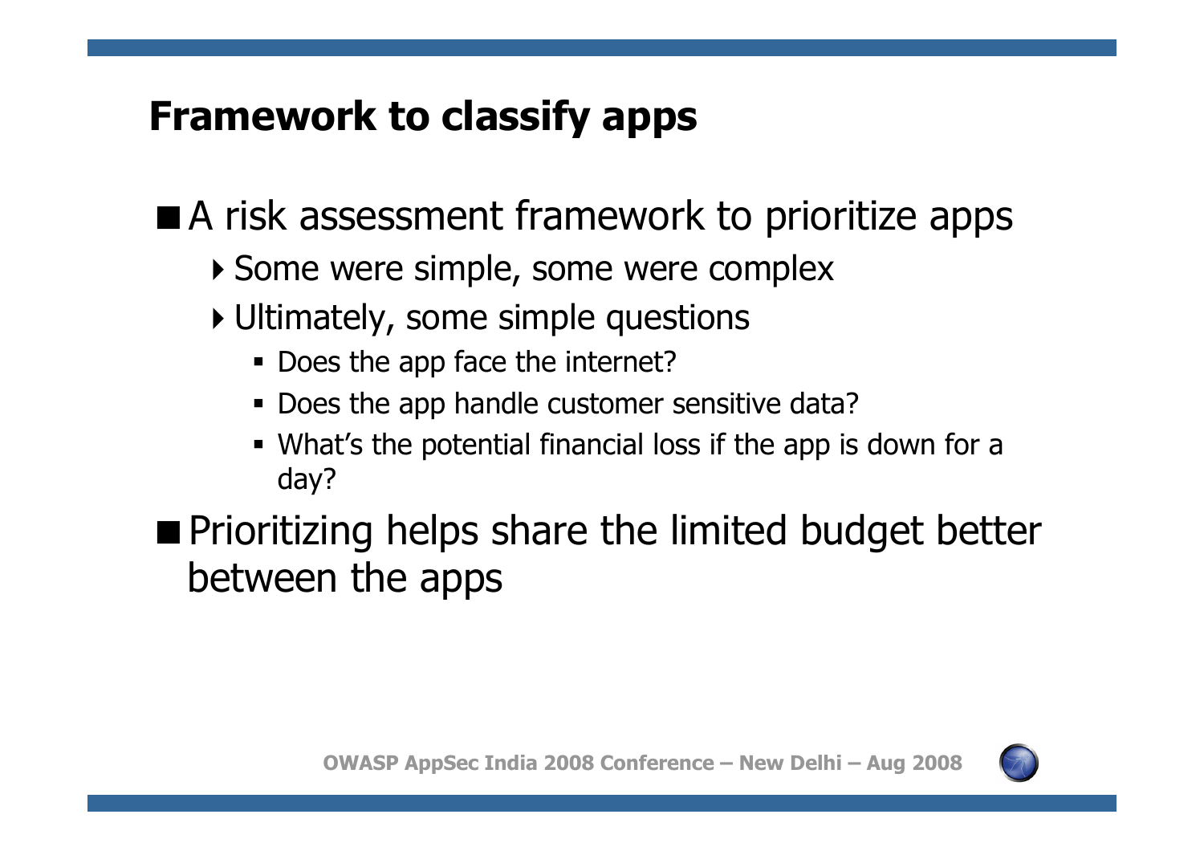# Framework to classify apps

- A risk assessment framework to prioritize apps
  - Some were simple, some were complex
  - Ultimately, some simple questions
    - Does the app face the internet?
    - Does the app handle customer sensitive data?
    - What's the potential financial loss if the app is down for a day?
- Prioritizing helps share the limited budget better between the apps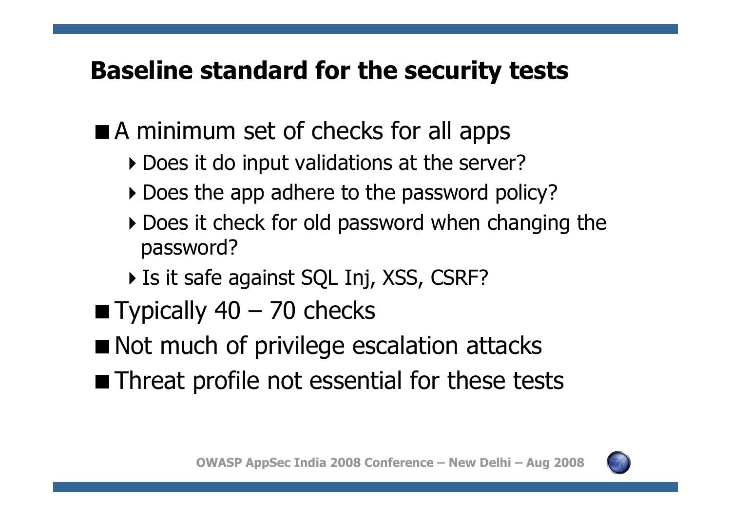## Baseline standard for the security tests

- A minimum set of checks for all apps
  - Does it do input validations at the server?
  - Does the app adhere to the password policy?
  - Does it check for old password when changing the password?
  - Is it safe against SQL Inj, XSS, CSRF?
- Typically 40 – 70 checks
- Not much of privilege escalation attacks
- Threat profile not essential for these tests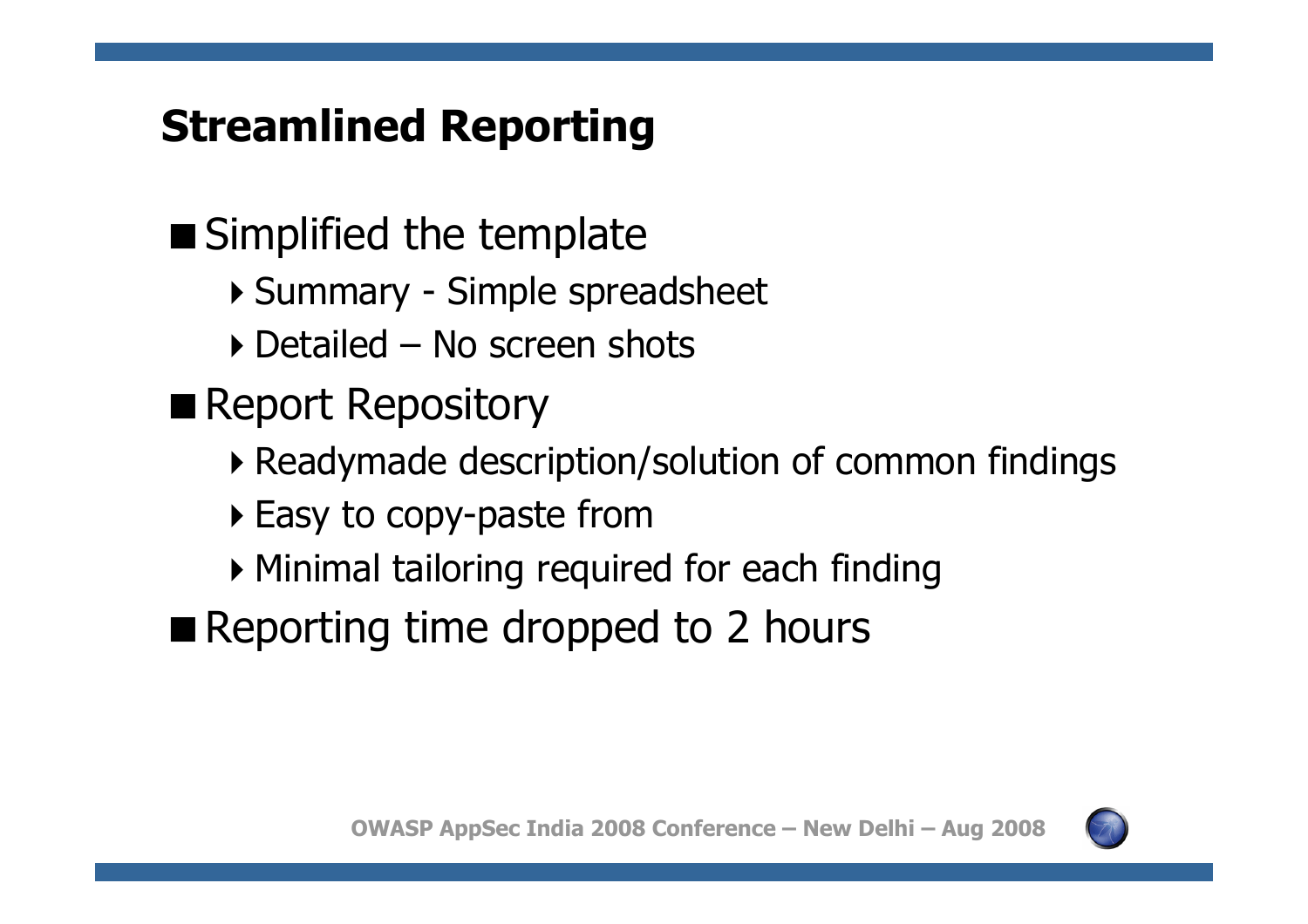## Streamlined Reporting

- Simplified the template
  - Summary - Simple spreadsheet
  - Detailed – No screen shots
- Report Repository
  - Readymade description/solution of common findings
  - Easy to copy-paste from
  - Minimal tailoring required for each finding
- Reporting time dropped to 2 hours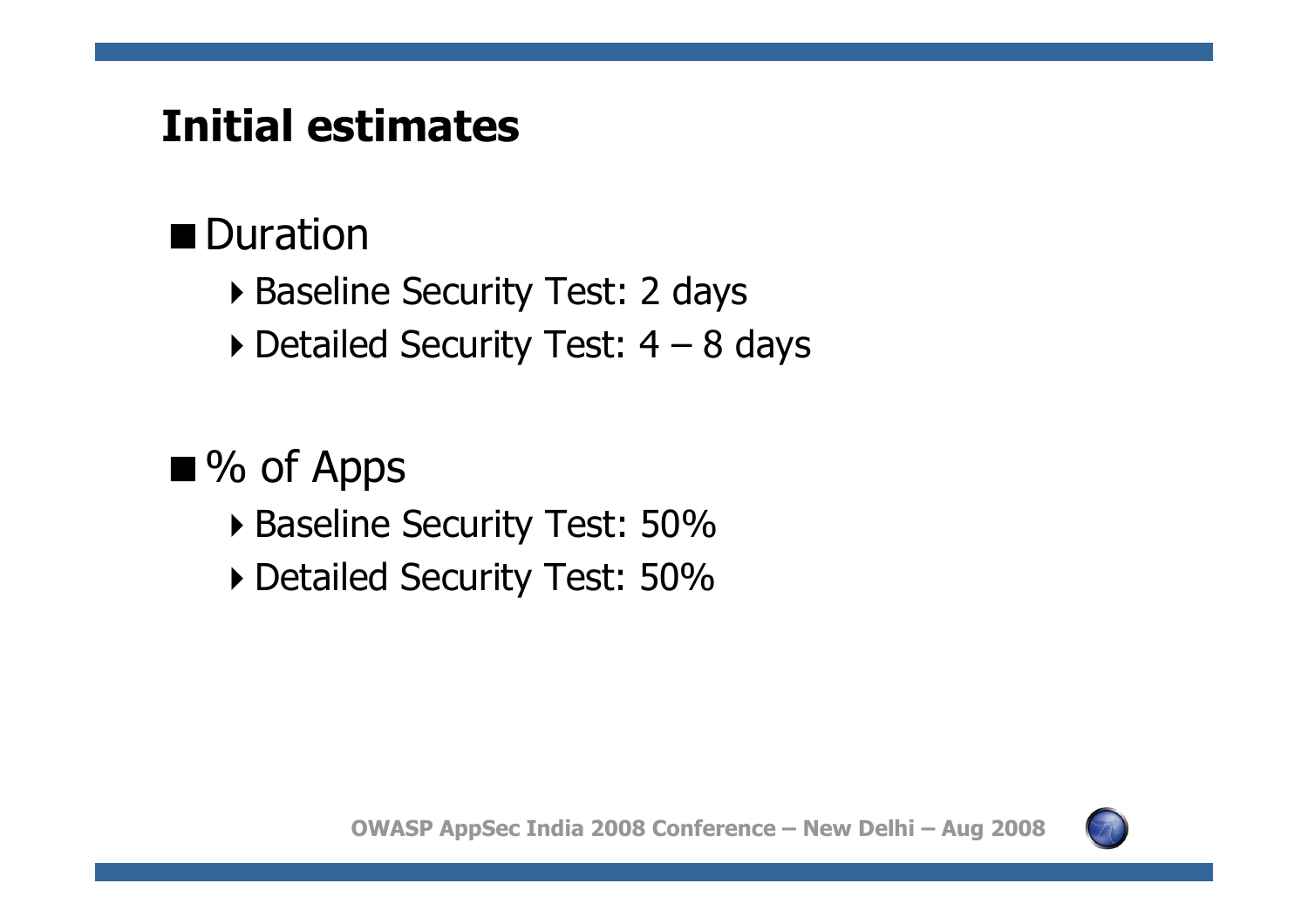# Initial estimates

- Duration
  - Baseline Security Test: 2 days
  - Detailed Security Test: 4 – 8 days

- % of Apps
  - Baseline Security Test: 50%
  - Detailed Security Test: 50%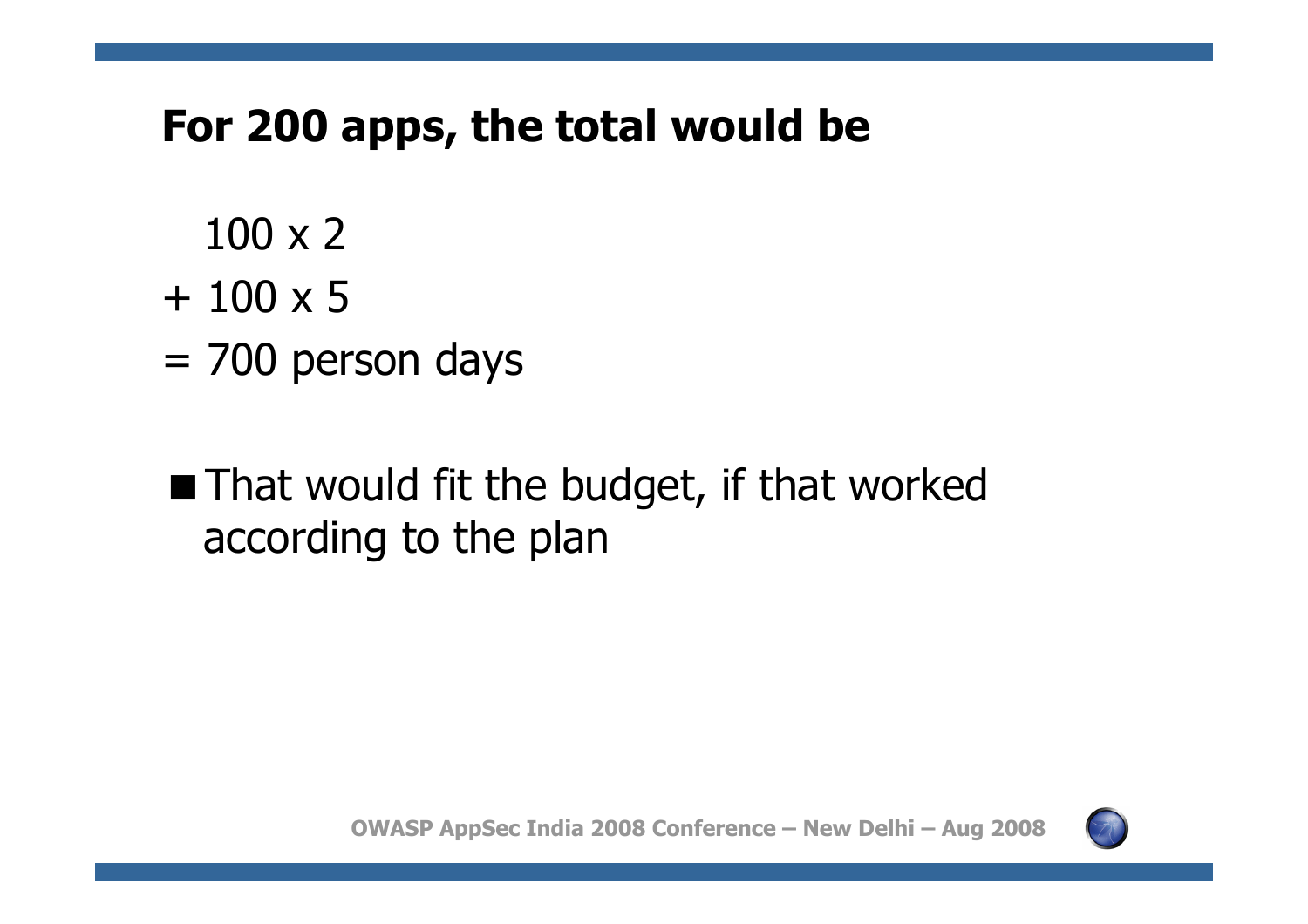## For 200 apps, the total would be

$$
\begin{aligned}
&\quad 100 \times 2 \\
&+ 100 \times 5 \\
&= 700 \text{ person days}
\end{aligned}
$$

- That would fit the budget, if that worked according to the plan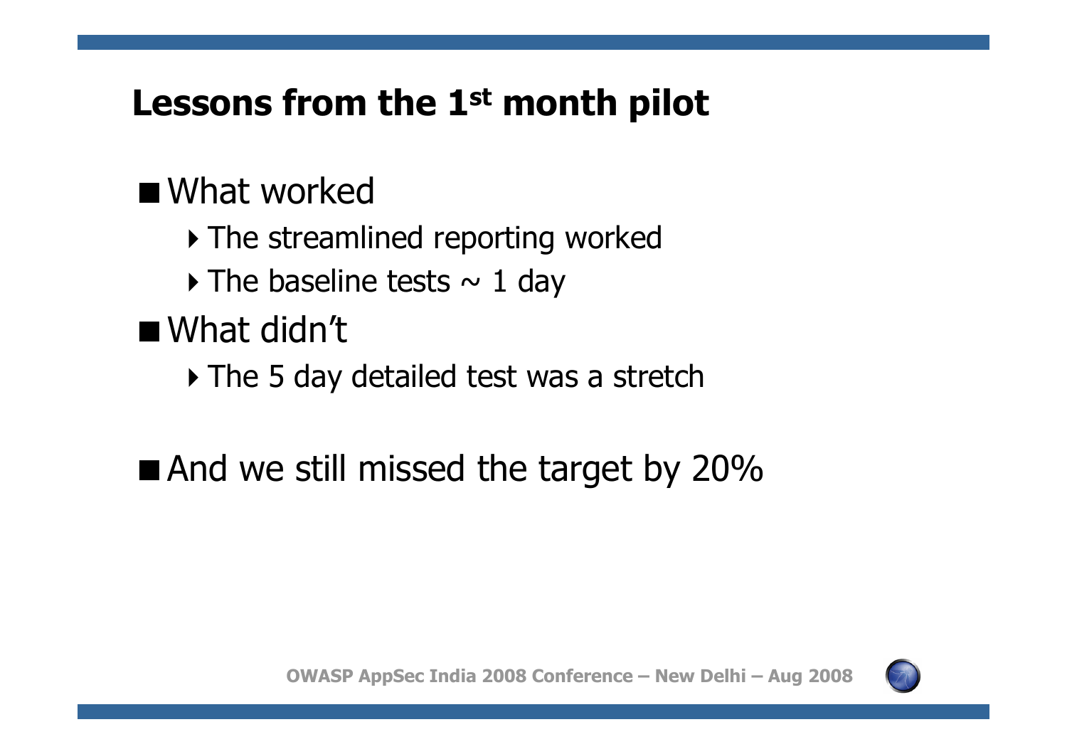# Lessons from the 1st month pilot

- What worked
  - The streamlined reporting worked
  - The baseline tests ~ 1 day
- What didn't
  - The 5 day detailed test was a stretch

- And we still missed the target by 20%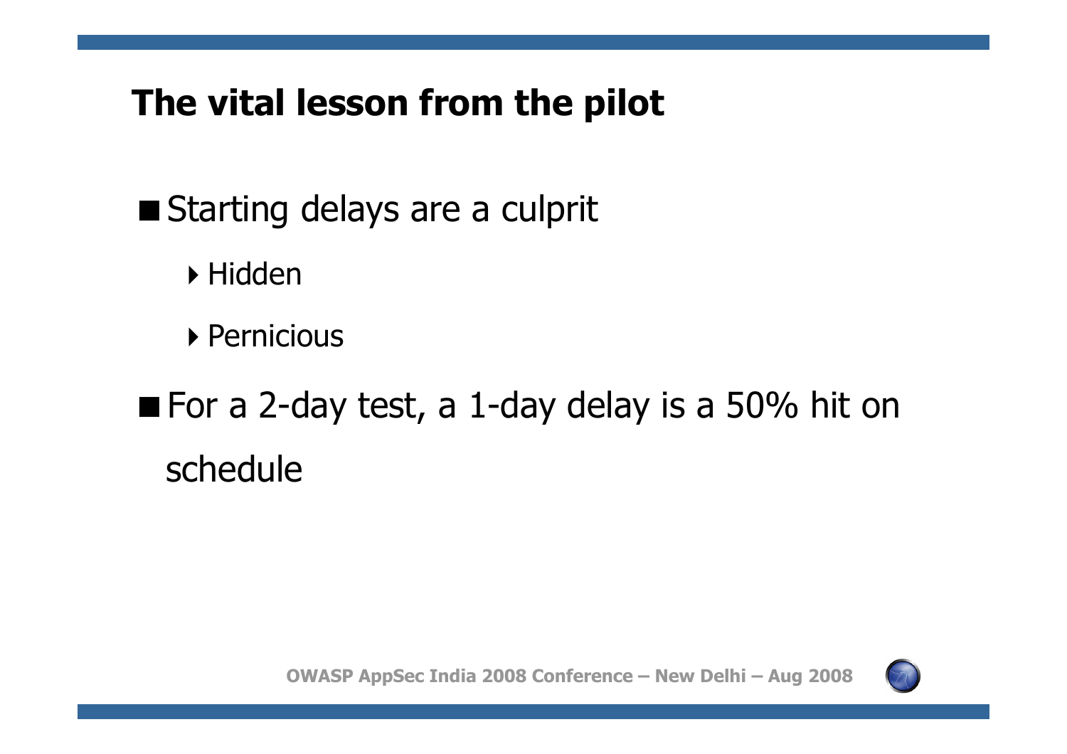## The vital lesson from the pilot

- Starting delays are a culprit
  - Hidden
  - Pernicious
- For a 2-day test, a 1-day delay is a 50% hit on schedule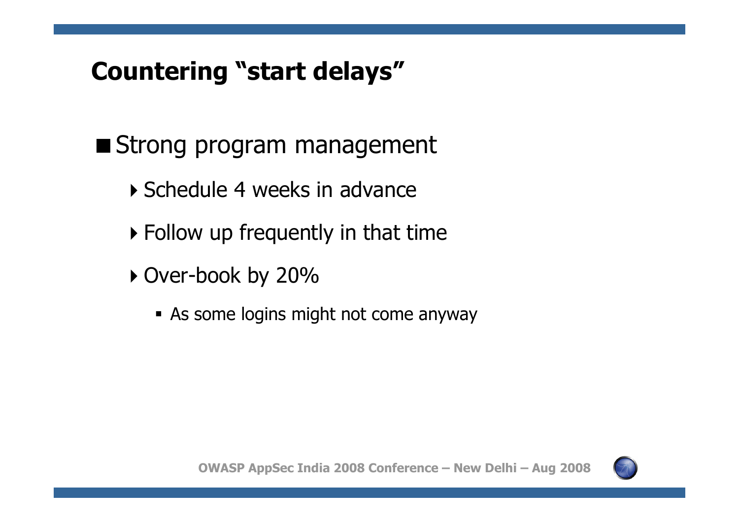# Countering "start delays"

- Strong program management
  - Schedule 4 weeks in advance
  - Follow up frequently in that time
  - Over-book by 20%
    - As some logins might not come anyway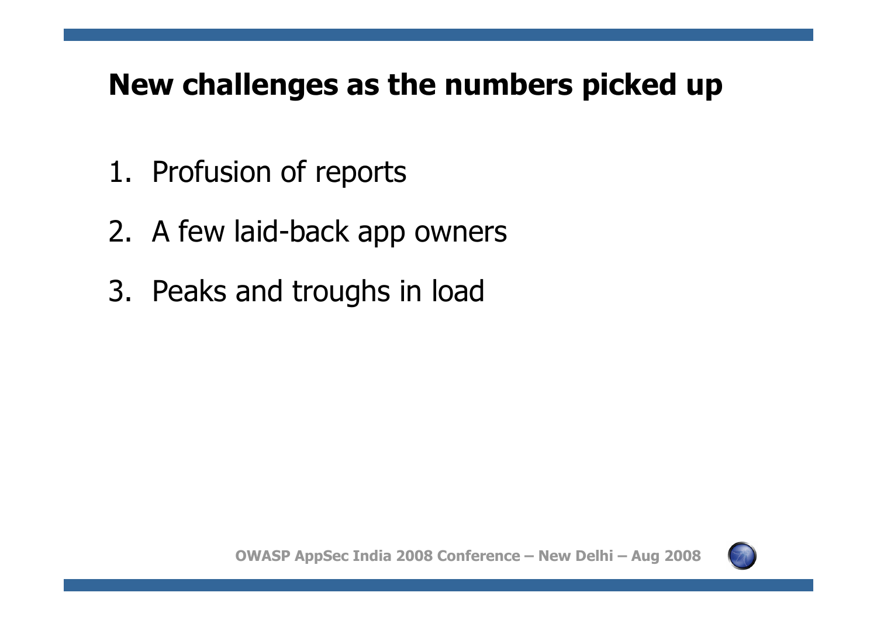# New challenges as the numbers picked up

1. Profusion of reports
2. A few laid-back app owners
3. Peaks and troughs in load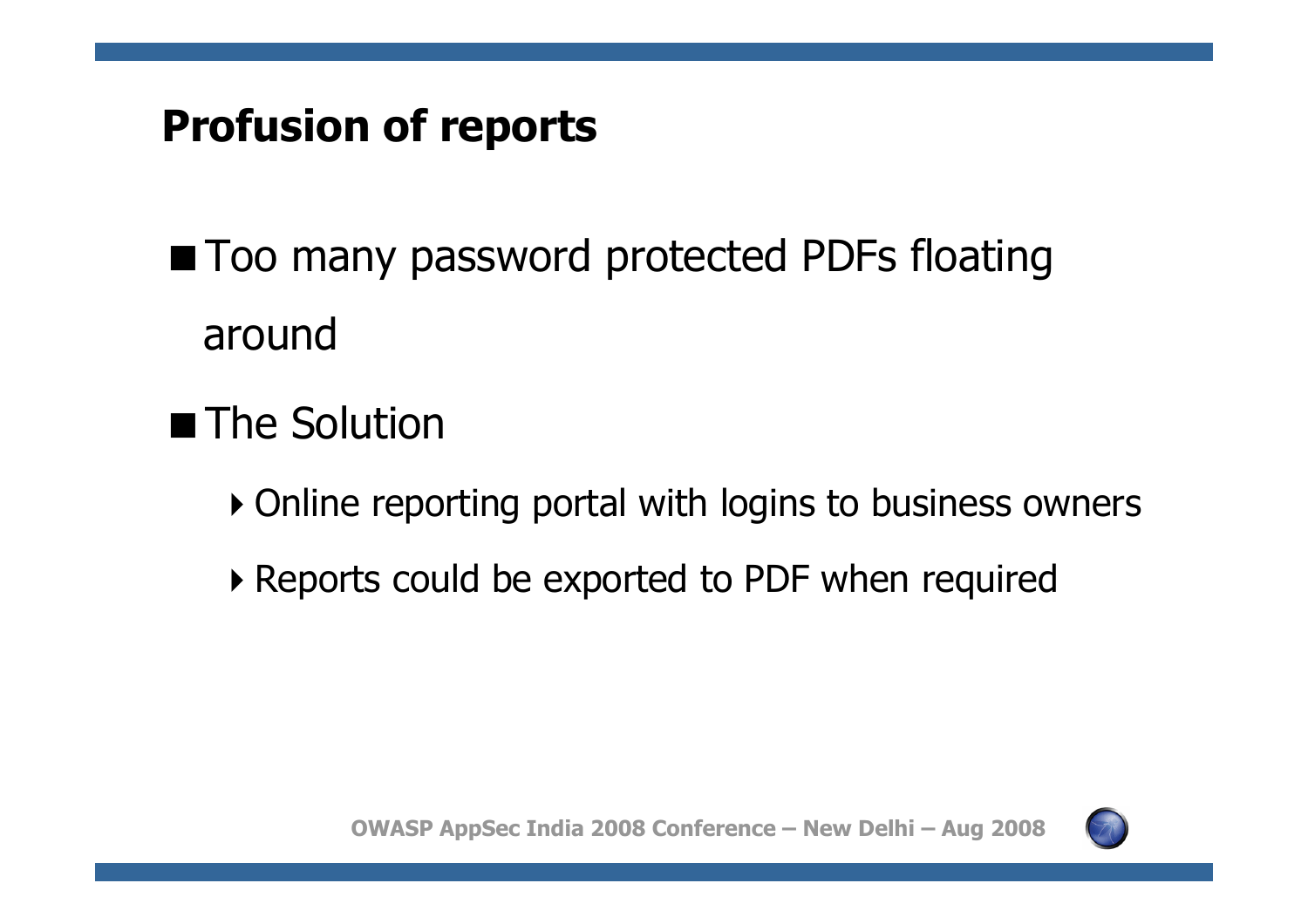# Profusion of reports

- Too many password protected PDFs floating around
- The Solution
  - Online reporting portal with logins to business owners
  - Reports could be exported to PDF when required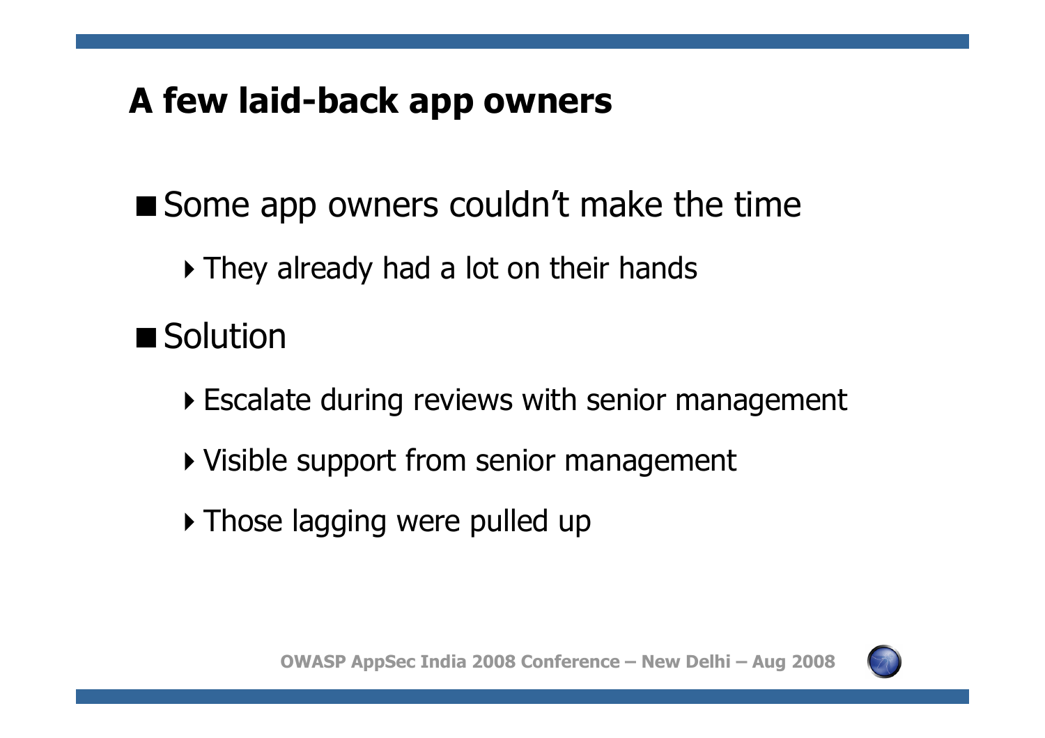## A few laid-back app owners

- Some app owners couldn't make the time
  - They already had a lot on their hands
- Solution
  - Escalate during reviews with senior management
  - Visible support from senior management
  - Those lagging were pulled up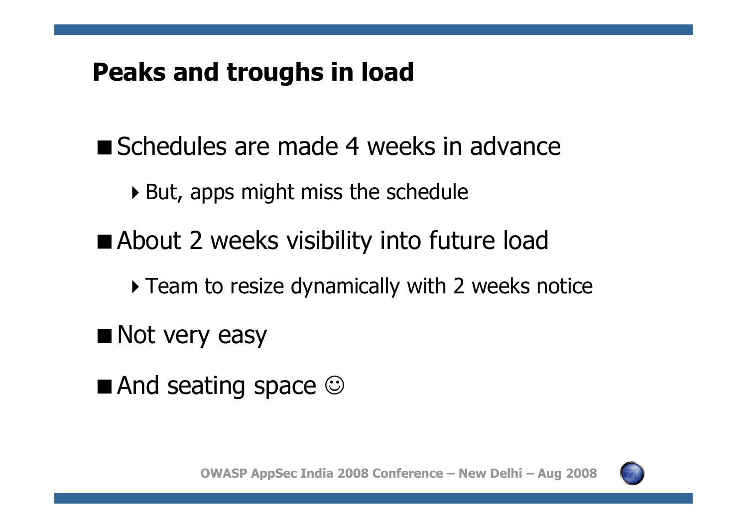## Peaks and troughs in load

- Schedules are made 4 weeks in advance
  - But, apps might miss the schedule
- About 2 weeks visibility into future load
  - Team to resize dynamically with 2 weeks notice
- Not very easy
- And seating space ☺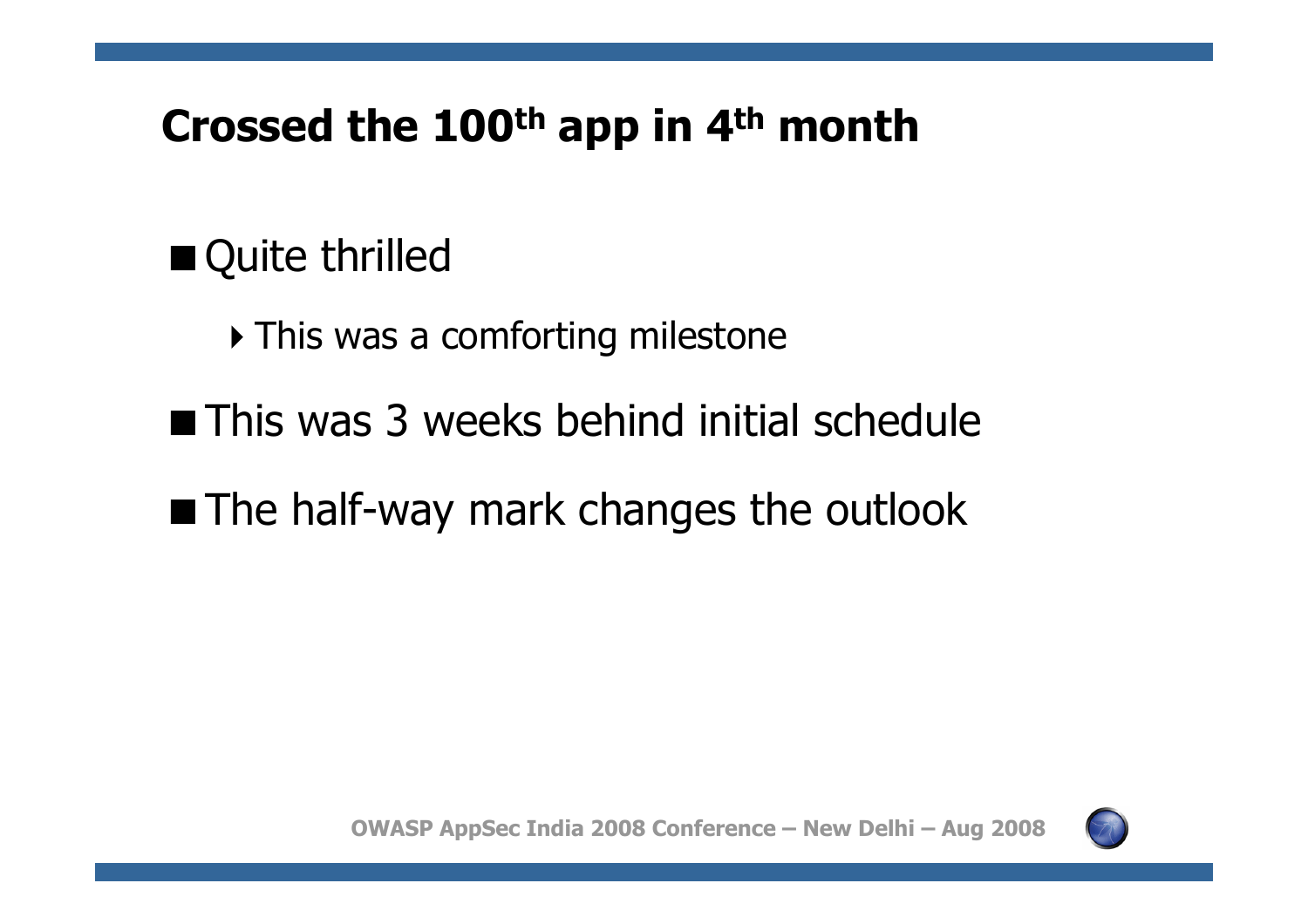# Crossed the 100th app in 4th month

- Quite thrilled
  - This was a comforting milestone
- This was 3 weeks behind initial schedule
- The half-way mark changes the outlook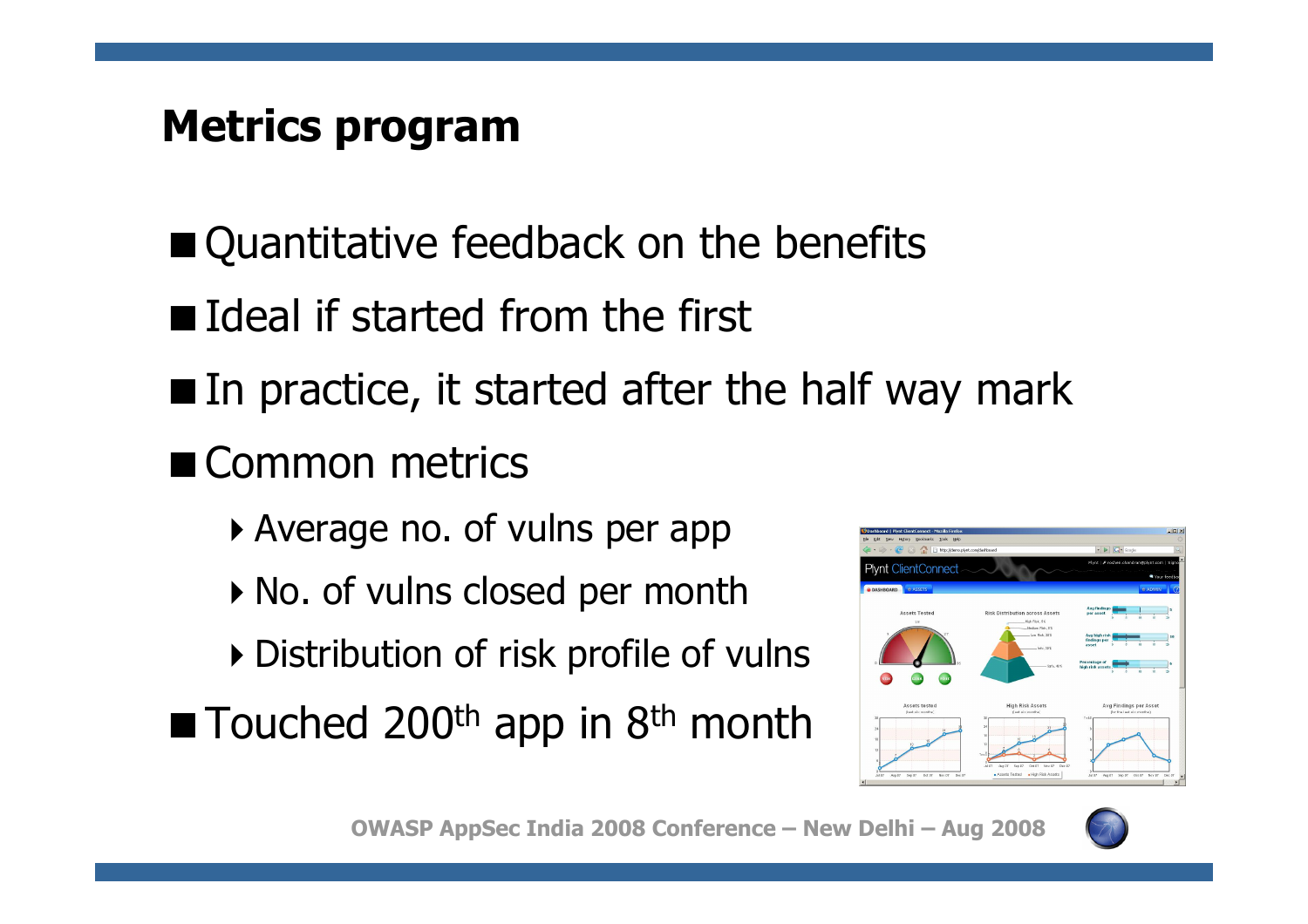## Metrics program

- Quantitative feedback on the benefits
- Ideal if started from the first
- In practice, it started after the half way mark
- Common metrics
  - Average no. of vulns per app
  - No. of vulns closed per month
  - Distribution of risk profile of vulns
- Touched 200$^{th}$ app in 8$^{th}$ month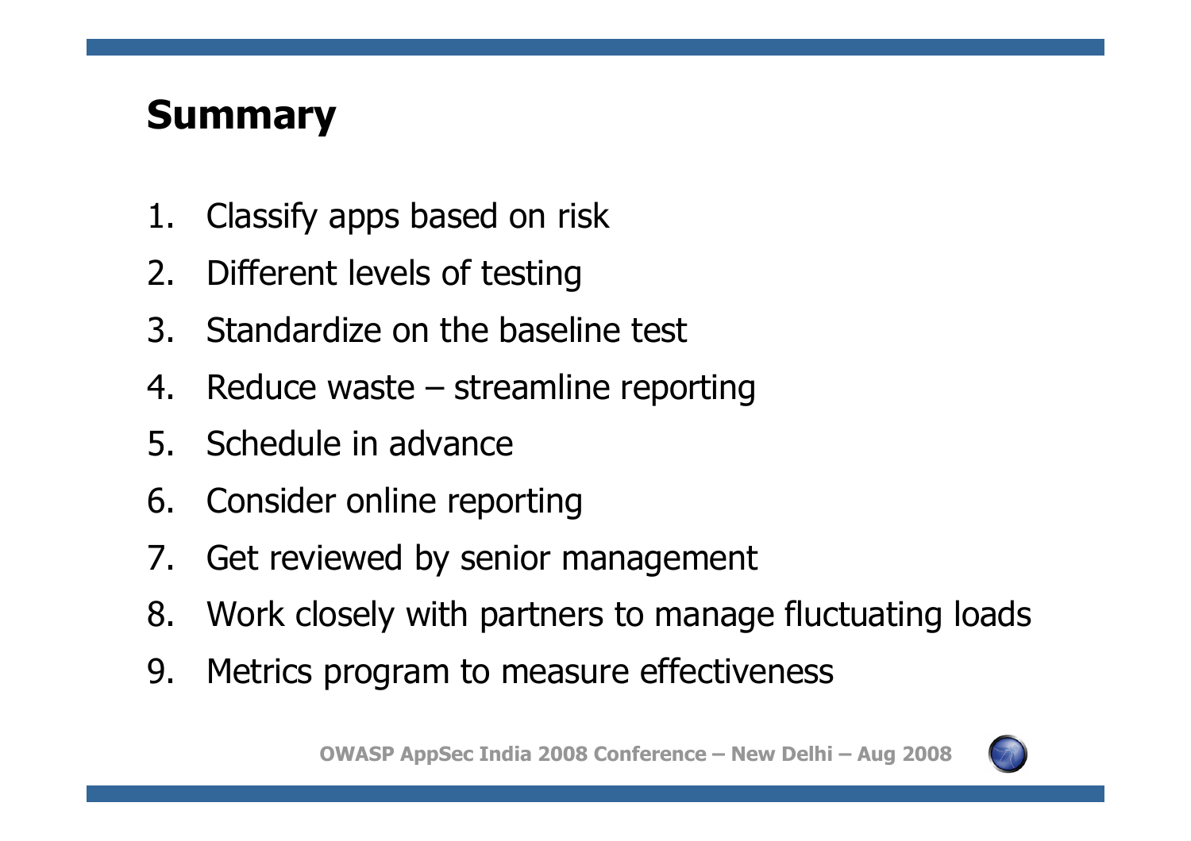# Summary

1. Classify apps based on risk
2. Different levels of testing
3. Standardize on the baseline test
4. Reduce waste – streamline reporting
5. Schedule in advance
6. Consider online reporting
7. Get reviewed by senior management
8. Work closely with partners to manage fluctuating loads
9. Metrics program to measure effectiveness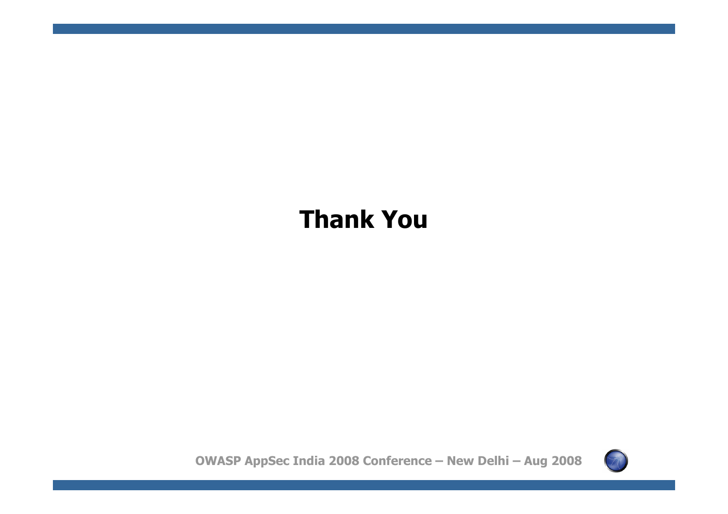# Thank You